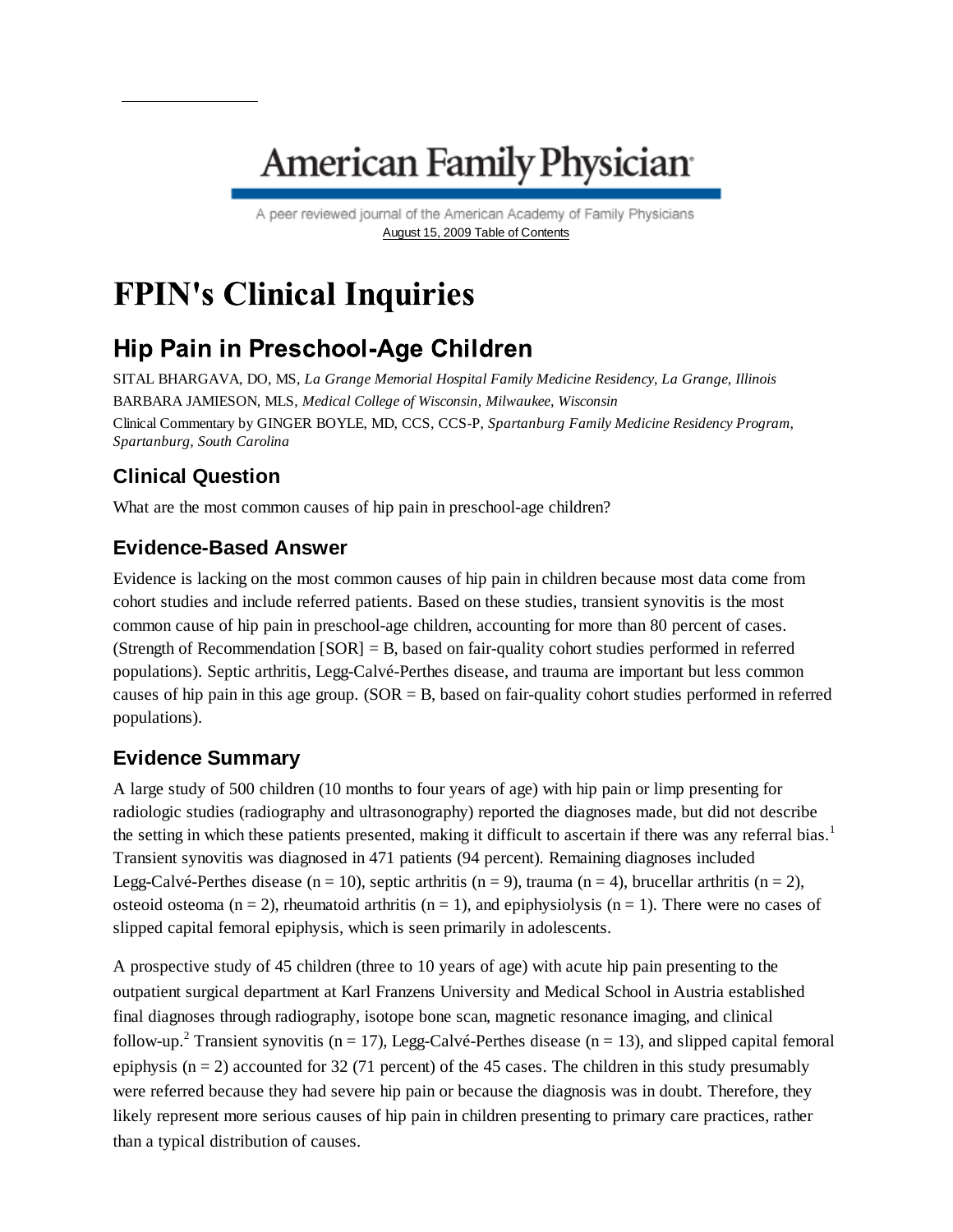# American Family Physician

A peer reviewed journal of the American Academy of Family Physicians

August 15, 2009 Table of Contents

# FPIN's Clinical Inquiries

## Hip Pain in Preschool-Age Children

SITAL BHARGAVA, DO, MS, *La Grange Memorial Hospital Family Medicine Residency, La Grange, Illinois*

BARBARA JAMIESON, MLS, *Medical College of Wisconsin, Milwaukee, Wisconsin*

Clinical Commentary by GINGER BOYLE, MD, CCS, CCS-P, *Spartanburg Family Medicine Residency Program, Spartanburg, South Carolina*

### Clinical Question

What are the most common causes of hip pain in preschool-age children?

### Evidence-Based Answer

Evidence is lacking on the most common causes of hip pain in children because most data come from cohort studies and include referred patients. Based on these studies, transient synovitis is the most common cause of hip pain in preschool-age children, accounting for more than 80 percent of cases. (Strength of Recommendation [SOR] = B, based on fair-quality cohort studies performed in referred populations). Septic arthritis, Legg-Calvé-Perthes disease, and trauma are important but less common causes of hip pain in this age group. (SOR = B, based on fair-quality cohort studies performed in referred populations).

### Evidence Summary

A large study of 500 children (10 months to four years of age) with hip pain or limp presenting for radiologic studies (radiography and ultrasonography) reported the diagnoses made, but did not describe the setting in which these patients presented, making it difficult to ascertain if there was any referral bias.[1] Transient synovitis was diagnosed in 471 patients (94 percent). Remaining diagnoses included Legg-Calvé-Perthes disease (n = 10), septic arthritis (n = 9), trauma (n = 4), brucellar arthritis (n = 2), osteoid osteoma (n = 2), rheumatoid arthritis (n = 1), and epiphysiolysis (n = 1). There were no cases of slipped capital femoral epiphysis, which is seen primarily in adolescents.

A prospective study of 45 children (three to 10 years of age) with acute hip pain presenting to the outpatient surgical department at Karl Franzens University and Medical School in Austria established final diagnoses through radiography, isotope bone scan, magnetic resonance imaging, and clinical follow-up.[2] Transient synovitis (n = 17), Legg-Calvé-Perthes disease (n = 13), and slipped capital femoral epiphysis (n = 2) accounted for 32 (71 percent) of the 45 cases. The children in this study presumably were referred because they had severe hip pain or because the diagnosis was in doubt. Therefore, they likely represent more serious causes of hip pain in children presenting to primary care practices, rather than a typical distribution of causes.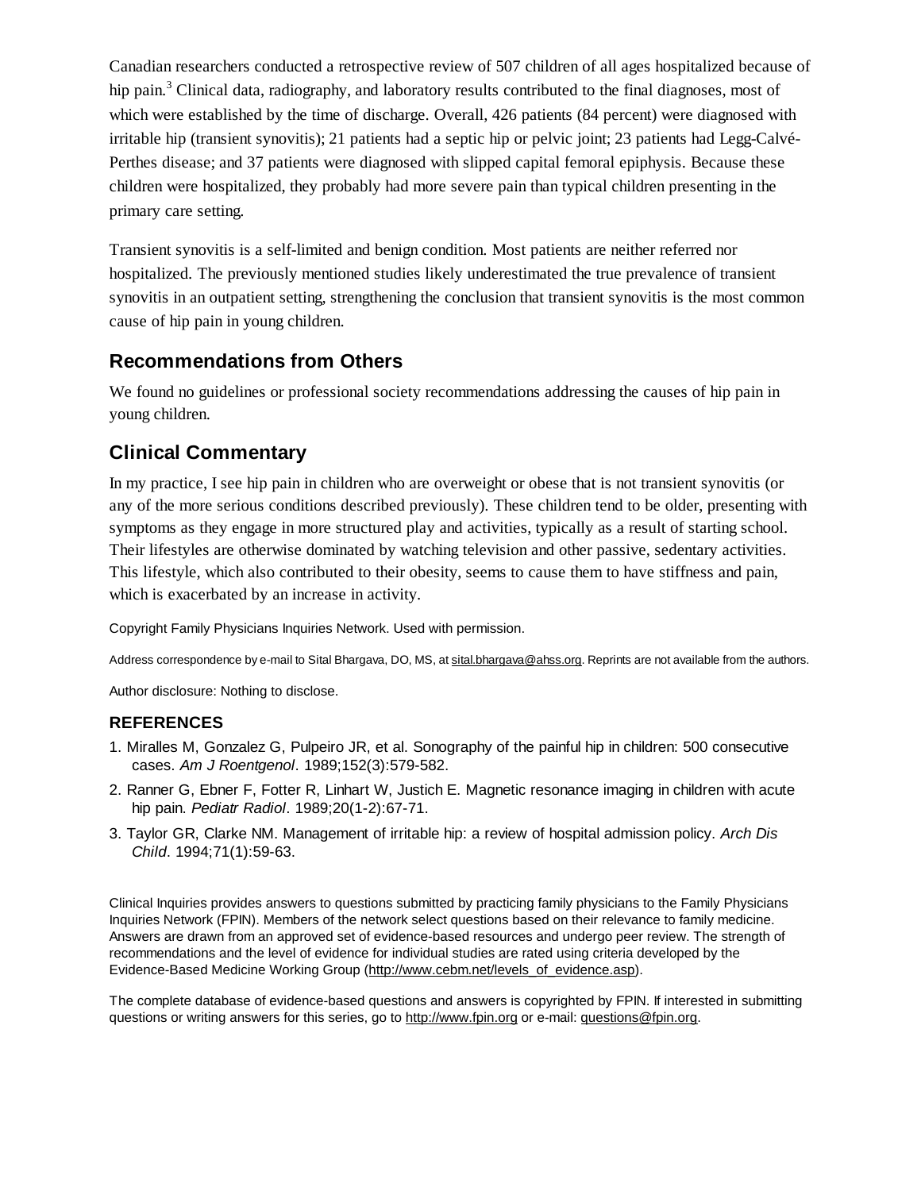Canadian researchers conducted a retrospective review of 507 children of all ages hospitalized because of hip pain.[3] Clinical data, radiography, and laboratory results contributed to the final diagnoses, most of which were established by the time of discharge. Overall, 426 patients (84 percent) were diagnosed with irritable hip (transient synovitis); 21 patients had a septic hip or pelvic joint; 23 patients had Legg-Calvé-Perthes disease; and 37 patients were diagnosed with slipped capital femoral epiphysis. Because these children were hospitalized, they probably had more severe pain than typical children presenting in the primary care setting.

Transient synovitis is a self-limited and benign condition. Most patients are neither referred nor hospitalized. The previously mentioned studies likely underestimated the true prevalence of transient synovitis in an outpatient setting, strengthening the conclusion that transient synovitis is the most common cause of hip pain in young children.

## Recommendations from Others

We found no guidelines or professional society recommendations addressing the causes of hip pain in young children.

## Clinical Commentary

In my practice, I see hip pain in children who are overweight or obese that is not transient synovitis (or any of the more serious conditions described previously). These children tend to be older, presenting with symptoms as they engage in more structured play and activities, typically as a result of starting school. Their lifestyles are otherwise dominated by watching television and other passive, sedentary activities. This lifestyle, which also contributed to their obesity, seems to cause them to have stiffness and pain, which is exacerbated by an increase in activity.

Copyright Family Physicians Inquiries Network. Used with permission.

Address correspondence by e-mail to Sital Bhargava, DO, MS, at sital.bhargava@ahss.org. Reprints are not available from the authors.

Author disclosure: Nothing to disclose.

### REFERENCES

1. Miralles M, Gonzalez G, Pulpeiro JR, et al. Sonography of the painful hip in children: 500 consecutive cases. *Am J Roentgenol*. 1989;152(3):579-582.
2. Ranner G, Ebner F, Fotter R, Linhart W, Justich E. Magnetic resonance imaging in children with acute hip pain. *Pediatr Radiol*. 1989;20(1-2):67-71.
3. Taylor GR, Clarke NM. Management of irritable hip: a review of hospital admission policy. *Arch Dis Child*. 1994;71(1):59-63.

Clinical Inquiries provides answers to questions submitted by practicing family physicians to the Family Physicians Inquiries Network (FPIN). Members of the network select questions based on their relevance to family medicine. Answers are drawn from an approved set of evidence-based resources and undergo peer review. The strength of recommendations and the level of evidence for individual studies are rated using criteria developed by the Evidence-Based Medicine Working Group (http://www.cebm.net/levels_of_evidence.asp).

The complete database of evidence-based questions and answers is copyrighted by FPIN. If interested in submitting questions or writing answers for this series, go to http://www.fpin.org or e-mail: questions@fpin.org.